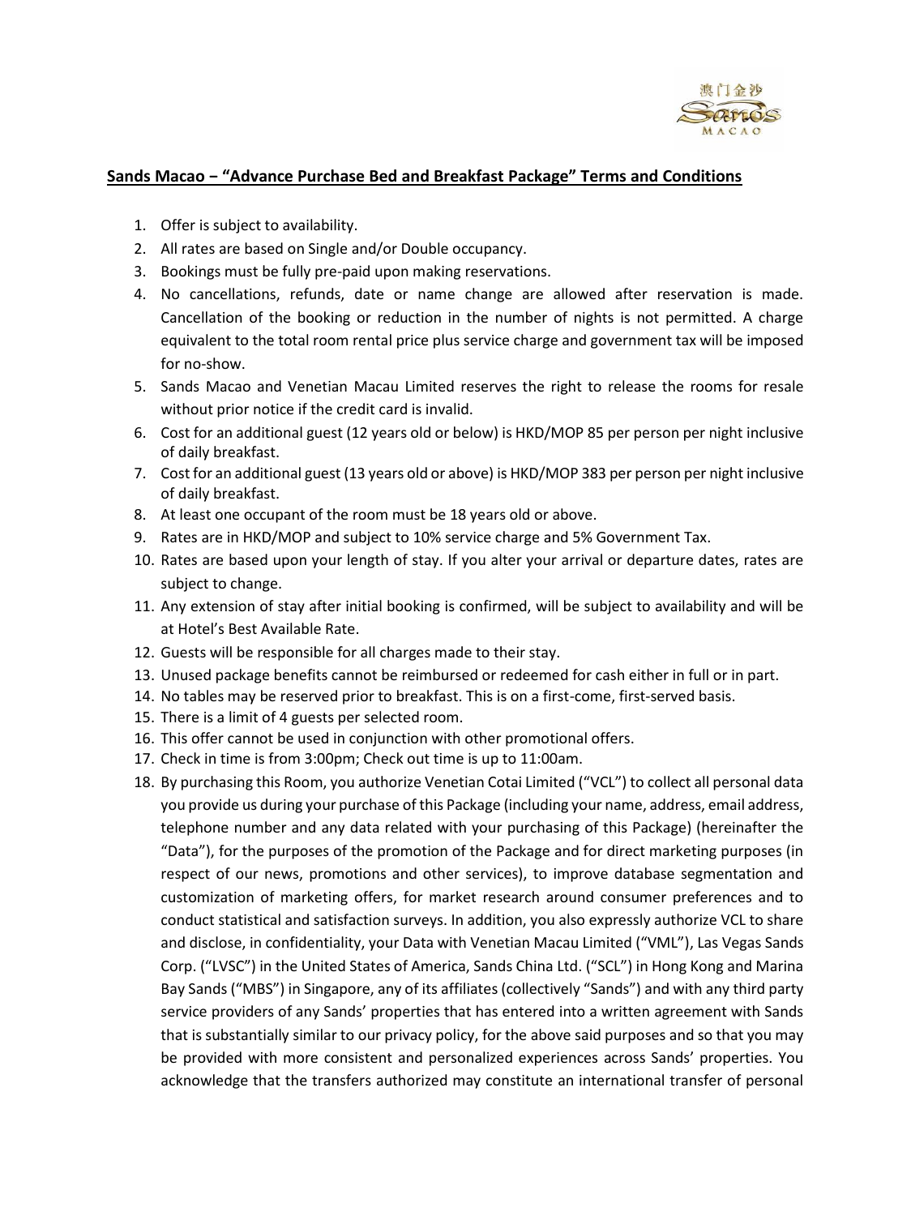## Sands Macao – "Advance Purchase Bed and Breakfast Package" Terms and Conditions

1. Offer is subject to availability.
2. All rates are based on Single and/or Double occupancy.
3. Bookings must be fully pre-paid upon making reservations.
4. No cancellations, refunds, date or name change are allowed after reservation is made. Cancellation of the booking or reduction in the number of nights is not permitted. A charge equivalent to the total room rental price plus service charge and government tax will be imposed for no-show.
5. Sands Macao and Venetian Macau Limited reserves the right to release the rooms for resale without prior notice if the credit card is invalid.
6. Cost for an additional guest (12 years old or below) is HKD/MOP 85 per person per night inclusive of daily breakfast.
7. Cost for an additional guest (13 years old or above) is HKD/MOP 383 per person per night inclusive of daily breakfast.
8. At least one occupant of the room must be 18 years old or above.
9. Rates are in HKD/MOP and subject to 10% service charge and 5% Government Tax.
10. Rates are based upon your length of stay. If you alter your arrival or departure dates, rates are subject to change.
11. Any extension of stay after initial booking is confirmed, will be subject to availability and will be at Hotel's Best Available Rate.
12. Guests will be responsible for all charges made to their stay.
13. Unused package benefits cannot be reimbursed or redeemed for cash either in full or in part.
14. No tables may be reserved prior to breakfast. This is on a first-come, first-served basis.
15. There is a limit of 4 guests per selected room.
16. This offer cannot be used in conjunction with other promotional offers.
17. Check in time is from 3:00pm; Check out time is up to 11:00am.
18. By purchasing this Room, you authorize Venetian Cotai Limited ("VCL") to collect all personal data you provide us during your purchase of this Package (including your name, address, email address, telephone number and any data related with your purchasing of this Package) (hereinafter the "Data"), for the purposes of the promotion of the Package and for direct marketing purposes (in respect of our news, promotions and other services), to improve database segmentation and customization of marketing offers, for market research around consumer preferences and to conduct statistical and satisfaction surveys. In addition, you also expressly authorize VCL to share and disclose, in confidentiality, your Data with Venetian Macau Limited ("VML"), Las Vegas Sands Corp. ("LVSC") in the United States of America, Sands China Ltd. ("SCL") in Hong Kong and Marina Bay Sands ("MBS") in Singapore, any of its affiliates (collectively "Sands") and with any third party service providers of any Sands' properties that has entered into a written agreement with Sands that is substantially similar to our privacy policy, for the above said purposes and so that you may be provided with more consistent and personalized experiences across Sands' properties. You acknowledge that the transfers authorized may constitute an international transfer of personal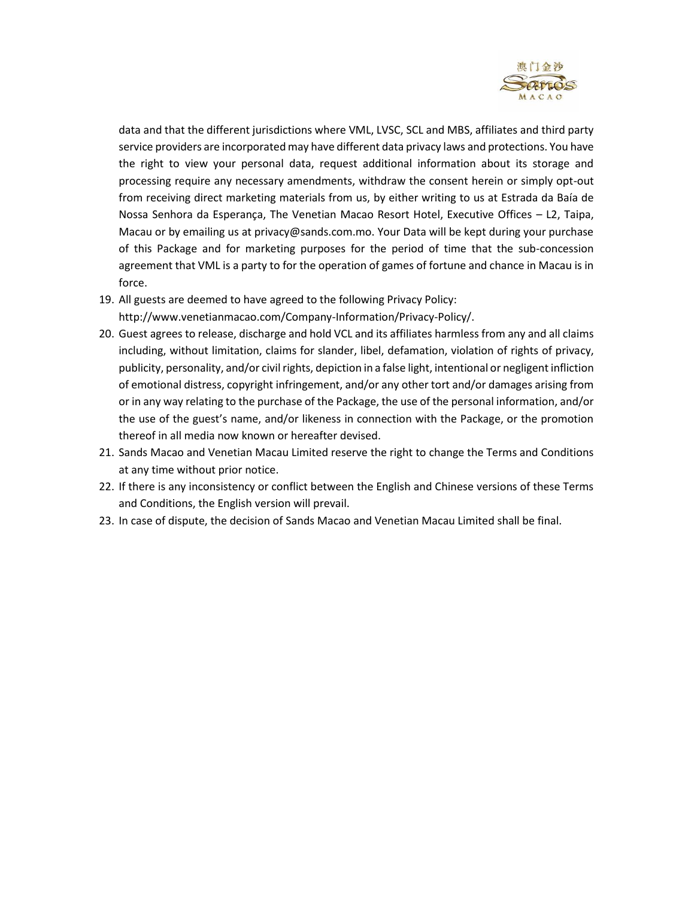data and that the different jurisdictions where VML, LVSC, SCL and MBS, affiliates and third party service providers are incorporated may have different data privacy laws and protections. You have the right to view your personal data, request additional information about its storage and processing require any necessary amendments, withdraw the consent herein or simply opt-out from receiving direct marketing materials from us, by either writing to us at Estrada da Baía de Nossa Senhora da Esperança, The Venetian Macao Resort Hotel, Executive Offices – L2, Taipa, Macau or by emailing us at privacy@sands.com.mo. Your Data will be kept during your purchase of this Package and for marketing purposes for the period of time that the sub-concession agreement that VML is a party to for the operation of games of fortune and chance in Macau is in force.

19. All guests are deemed to have agreed to the following Privacy Policy: http://www.venetianmacao.com/Company-Information/Privacy-Policy/.
20. Guest agrees to release, discharge and hold VCL and its affiliates harmless from any and all claims including, without limitation, claims for slander, libel, defamation, violation of rights of privacy, publicity, personality, and/or civil rights, depiction in a false light, intentional or negligent infliction of emotional distress, copyright infringement, and/or any other tort and/or damages arising from or in any way relating to the purchase of the Package, the use of the personal information, and/or the use of the guest's name, and/or likeness in connection with the Package, or the promotion thereof in all media now known or hereafter devised.
21. Sands Macao and Venetian Macau Limited reserve the right to change the Terms and Conditions at any time without prior notice.
22. If there is any inconsistency or conflict between the English and Chinese versions of these Terms and Conditions, the English version will prevail.
23. In case of dispute, the decision of Sands Macao and Venetian Macau Limited shall be final.